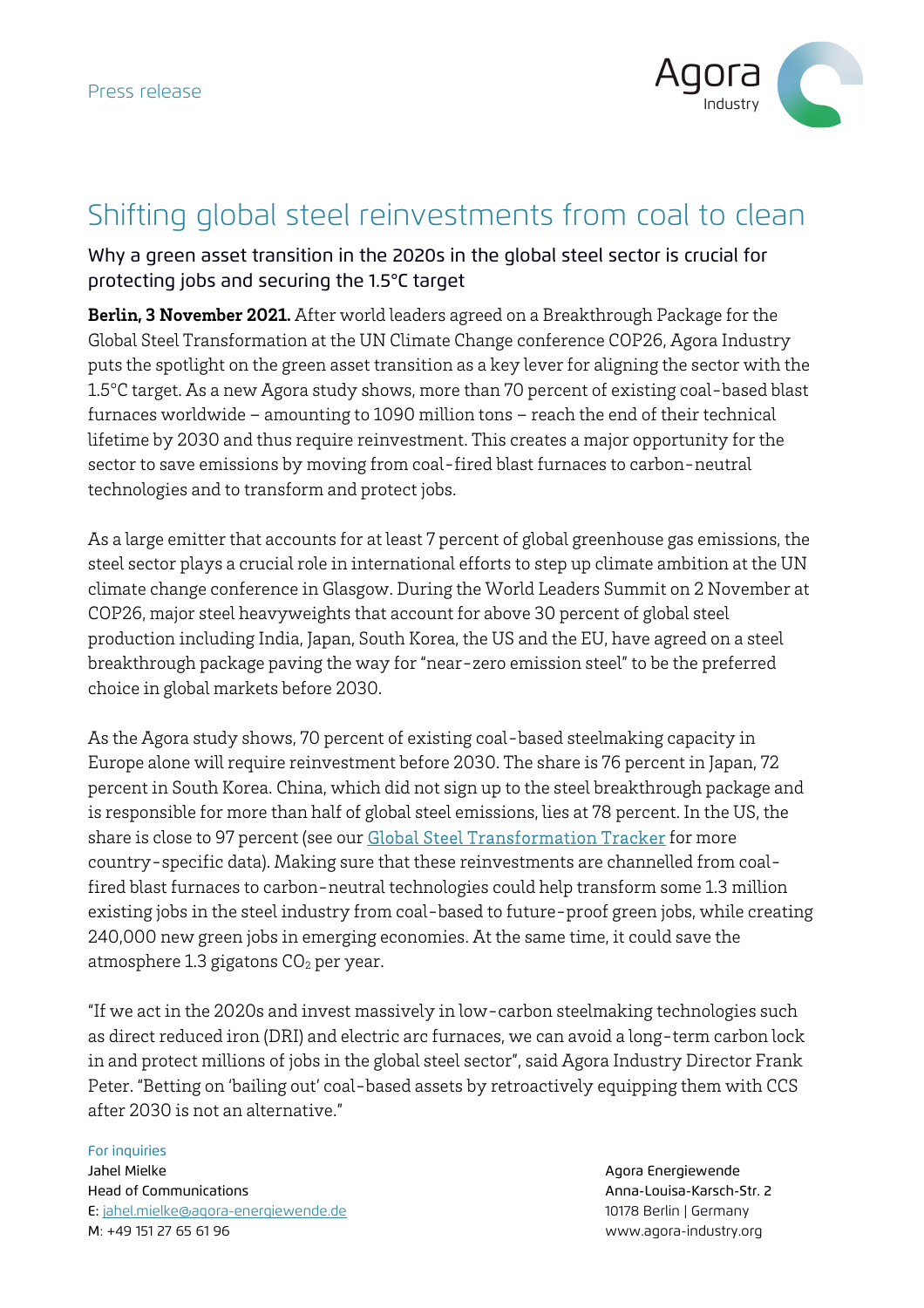Press release

# Shifting global steel reinvestments from coal to clean

## Why a green asset transition in the 2020s in the global steel sector is crucial for protecting jobs and securing the 1.5°C target

**Berlin, 3 November 2021.** After world leaders agreed on a Breakthrough Package for the Global Steel Transformation at the UN Climate Change conference COP26, Agora Industry puts the spotlight on the green asset transition as a key lever for aligning the sector with the 1.5°C target. As a new Agora study shows, more than 70 percent of existing coal-based blast furnaces worldwide – amounting to 1090 million tons – reach the end of their technical lifetime by 2030 and thus require reinvestment. This creates a major opportunity for the sector to save emissions by moving from coal-fired blast furnaces to carbon-neutral technologies and to transform and protect jobs.

As a large emitter that accounts for at least 7 percent of global greenhouse gas emissions, the steel sector plays a crucial role in international efforts to step up climate ambition at the UN climate change conference in Glasgow. During the World Leaders Summit on 2 November at COP26, major steel heavyweights that account for above 30 percent of global steel production including India, Japan, South Korea, the US and the EU, have agreed on a steel breakthrough package paving the way for "near-zero emission steel" to be the preferred choice in global markets before 2030.

As the Agora study shows, 70 percent of existing coal-based steelmaking capacity in Europe alone will require reinvestment before 2030. The share is 76 percent in Japan, 72 percent in South Korea. China, which did not sign up to the steel breakthrough package and is responsible for more than half of global steel emissions, lies at 78 percent. In the US, the share is close to 97 percent (see our [Global Steel Transformation Tracker] for more country-specific data). Making sure that these reinvestments are channelled from coal-fired blast furnaces to carbon-neutral technologies could help transform some 1.3 million existing jobs in the steel industry from coal-based to future-proof green jobs, while creating 240,000 new green jobs in emerging economies. At the same time, it could save the atmosphere 1.3 gigatons $CO_2$ per year.

"If we act in the 2020s and invest massively in low-carbon steelmaking technologies such as direct reduced iron (DRI) and electric arc furnaces, we can avoid a long-term carbon lock in and protect millions of jobs in the global steel sector", said Agora Industry Director Frank Peter. "Betting on 'bailing out' coal-based assets by retroactively equipping them with CCS after 2030 is not an alternative."

For inquiries
Jahel Mielke
Head of Communications
E: jahel.mielke@agora-energiewende.de
M: +49 151 27 65 61 96

Agora Energiewende
Anna-Louisa-Karsch-Str. 2
10178 Berlin | Germany
www.agora-industry.org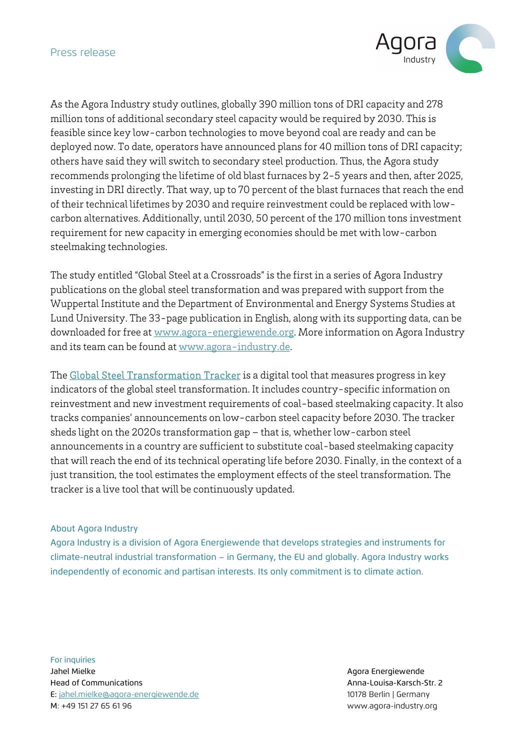As the Agora Industry study outlines, globally 390 million tons of DRI capacity and 278 million tons of additional secondary steel capacity would be required by 2030. This is feasible since key low-carbon technologies to move beyond coal are ready and can be deployed now. To date, operators have announced plans for 40 million tons of DRI capacity; others have said they will switch to secondary steel production. Thus, the Agora study recommends prolonging the lifetime of old blast furnaces by 2-5 years and then, after 2025, investing in DRI directly. That way, up to 70 percent of the blast furnaces that reach the end of their technical lifetimes by 2030 and require reinvestment could be replaced with low-carbon alternatives. Additionally, until 2030, 50 percent of the 170 million tons investment requirement for new capacity in emerging economies should be met with low-carbon steelmaking technologies.

The study entitled "Global Steel at a Crossroads" is the first in a series of Agora Industry publications on the global steel transformation and was prepared with support from the Wuppertal Institute and the Department of Environmental and Energy Systems Studies at Lund University. The 33-page publication in English, along with its supporting data, can be downloaded for free at [www.agora-energiewende.org](http://www.agora-energiewende.org). More information on Agora Industry and its team can be found at [www.agora-industry.de](http://www.agora-industry.de).

The [Global Steel Transformation Tracker](#) is a digital tool that measures progress in key indicators of the global steel transformation. It includes country-specific information on reinvestment and new investment requirements of coal-based steelmaking capacity. It also tracks companies' announcements on low-carbon steel capacity before 2030. The tracker sheds light on the 2020s transformation gap – that is, whether low-carbon steel announcements in a country are sufficient to substitute coal-based steelmaking capacity that will reach the end of its technical operating life before 2030. Finally, in the context of a just transition, the tool estimates the employment effects of the steel transformation. The tracker is a live tool that will be continuously updated.

## About Agora Industry

Agora Industry is a division of Agora Energiewende that develops strategies and instruments for climate-neutral industrial transformation – in Germany, the EU and globally. Agora Industry works independently of economic and partisan interests. Its only commitment is to climate action.

For inquiries
Jahel Mielke
Head of Communications
E: [jahel.mielke@agora-energiewende.de](mailto:jahel.mielke@agora-energiewende.de)
M: +49 151 27 65 61 96

Agora Energiewende
Anna-Louisa-Karsch-Str. 2
10178 Berlin | Germany
www.agora-industry.org